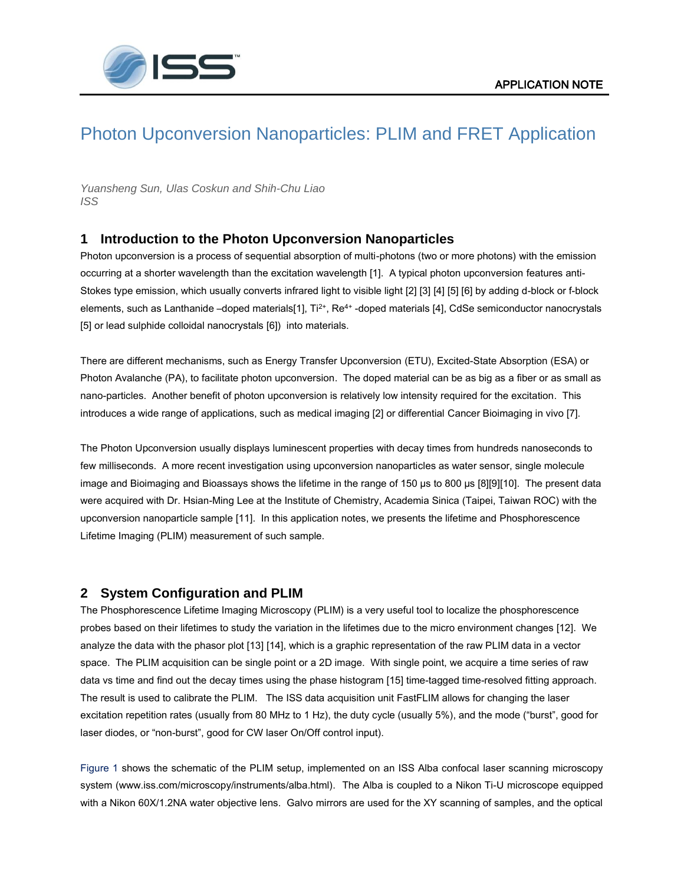APPLICATION NOTE

# Photon Upconversion Nanoparticles: PLIM and FRET Application

*Yuansheng Sun, Ulas Coskun and Shih-Chu Liao*
*ISS*

## 1 Introduction to the Photon Upconversion Nanoparticles

Photon upconversion is a process of sequential absorption of multi-photons (two or more photons) with the emission occurring at a shorter wavelength than the excitation wavelength [1]. A typical photon upconversion features anti-Stokes type emission, which usually converts infrared light to visible light [2] [3] [4] [5] [6] by adding d-block or f-block elements, such as Lanthanide –doped materials[1], $Ti^{2+}$, $Re^{4+}$ -doped materials [4], CdSe semiconductor nanocrystals [5] or lead sulphide colloidal nanocrystals [6]) into materials.

There are different mechanisms, such as Energy Transfer Upconversion (ETU), Excited-State Absorption (ESA) or Photon Avalanche (PA), to facilitate photon upconversion. The doped material can be as big as a fiber or as small as nano-particles. Another benefit of photon upconversion is relatively low intensity required for the excitation. This introduces a wide range of applications, such as medical imaging [2] or differential Cancer Bioimaging in vivo [7].

The Photon Upconversion usually displays luminescent properties with decay times from hundreds nanoseconds to few milliseconds. A more recent investigation using upconversion nanoparticles as water sensor, single molecule image and Bioimaging and Bioassays shows the lifetime in the range of 150 µs to 800 µs [8][9][10]. The present data were acquired with Dr. Hsian-Ming Lee at the Institute of Chemistry, Academia Sinica (Taipei, Taiwan ROC) with the upconversion nanoparticle sample [11]. In this application notes, we presents the lifetime and Phosphorescence Lifetime Imaging (PLIM) measurement of such sample.

## 2 System Configuration and PLIM

The Phosphorescence Lifetime Imaging Microscopy (PLIM) is a very useful tool to localize the phosphorescence probes based on their lifetimes to study the variation in the lifetimes due to the micro environment changes [12]. We analyze the data with the phasor plot [13] [14], which is a graphic representation of the raw PLIM data in a vector space. The PLIM acquisition can be single point or a 2D image. With single point, we acquire a time series of raw data vs time and find out the decay times using the phase histogram [15] time-tagged time-resolved fitting approach. The result is used to calibrate the PLIM. The ISS data acquisition unit FastFLIM allows for changing the laser excitation repetition rates (usually from 80 MHz to 1 Hz), the duty cycle (usually 5%), and the mode ("burst", good for laser diodes, or "non-burst", good for CW laser On/Off control input).

Figure 1 shows the schematic of the PLIM setup, implemented on an ISS Alba confocal laser scanning microscopy system (www.iss.com/microscopy/instruments/alba.html). The Alba is coupled to a Nikon Ti-U microscope equipped with a Nikon 60X/1.2NA water objective lens. Galvo mirrors are used for the XY scanning of samples, and the optical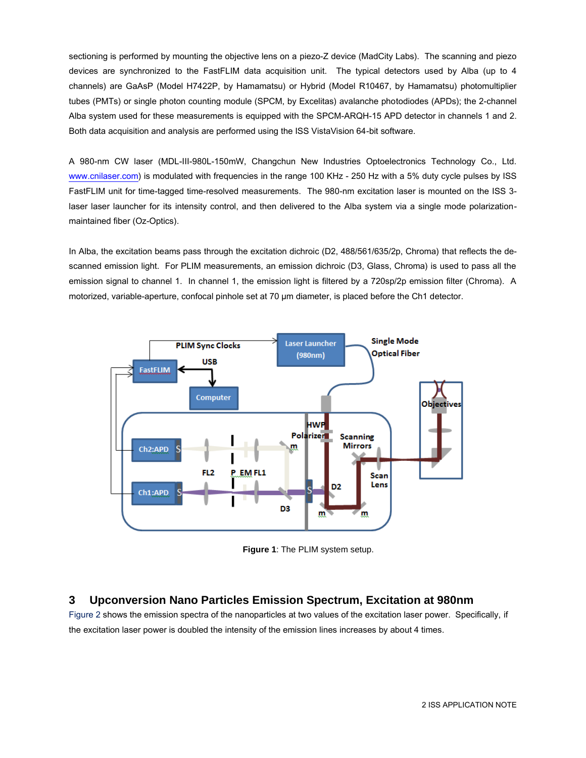sectioning is performed by mounting the objective lens on a piezo-Z device (MadCity Labs). The scanning and piezo devices are synchronized to the FastFLIM data acquisition unit. The typical detectors used by Alba (up to 4 channels) are GaAsP (Model H7422P, by Hamamatsu) or Hybrid (Model R10467, by Hamamatsu) photomultiplier tubes (PMTs) or single photon counting module (SPCM, by Excelitas) avalanche photodiodes (APDs); the 2-channel Alba system used for these measurements is equipped with the SPCM-ARQH-15 APD detector in channels 1 and 2. Both data acquisition and analysis are performed using the ISS VistaVision 64-bit software.

A 980-nm CW laser (MDL-III-980L-150mW, Changchun New Industries Optoelectronics Technology Co., Ltd. www.cnilaser.com) is modulated with frequencies in the range 100 KHz - 250 Hz with a 5% duty cycle pulses by ISS FastFLIM unit for time-tagged time-resolved measurements. The 980-nm excitation laser is mounted on the ISS 3-laser laser launcher for its intensity control, and then delivered to the Alba system via a single mode polarization-maintained fiber (Oz-Optics).

In Alba, the excitation beams pass through the excitation dichroic (D2, 488/561/635/2p, Chroma) that reflects the de-scanned emission light. For PLIM measurements, an emission dichroic (D3, Glass, Chroma) is used to pass all the emission signal to channel 1. In channel 1, the emission light is filtered by a 720sp/2p emission filter (Chroma). A motorized, variable-aperture, confocal pinhole set at 70 µm diameter, is placed before the Ch1 detector.

**Figure 1**: The PLIM system setup.

## 3 Upconversion Nano Particles Emission Spectrum, Excitation at 980nm

Figure 2 shows the emission spectra of the nanoparticles at two values of the excitation laser power. Specifically, if the excitation laser power is doubled the intensity of the emission lines increases by about 4 times.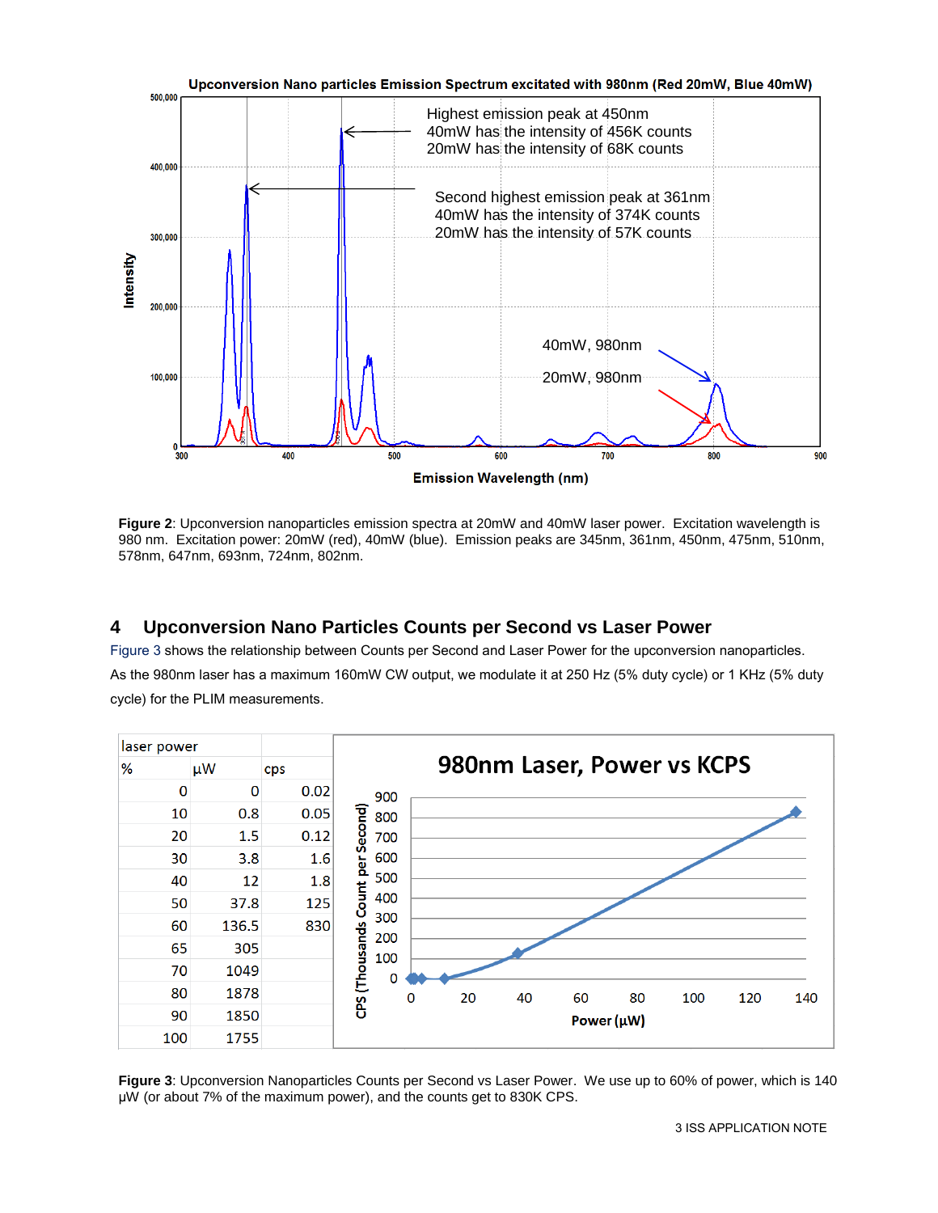Figure 2: Upconversion nanoparticles emission spectra at 20mW and 40mW laser power. Excitation wavelength is 980 nm. Excitation power: 20mW (red), 40mW (blue). Emission peaks are 345nm, 361nm, 450nm, 475nm, 510nm, 578nm, 647nm, 693nm, 724nm, 802nm.

## 4 Upconversion Nano Particles Counts per Second vs Laser Power

Figure 3 shows the relationship between Counts per Second and Laser Power for the upconversion nanoparticles. As the 980nm laser has a maximum 160mW CW output, we modulate it at 250 Hz (5% duty cycle) or 1 KHz (5% duty cycle) for the PLIM measurements.

| laser power | | |
|---|---|---|
| % | µW | cps |
| 0 | 0 | 0.02 |
| 10 | 0.8 | 0.05 |
| 20 | 1.5 | 0.12 |
| 30 | 3.8 | 1.6 |
| 40 | 12 | 1.8 |
| 50 | 37.8 | 125 |
| 60 | 136.5 | 830 |
| 65 | 305 | |
| 70 | 1049 | |
| 80 | 1878 | |
| 90 | 1850 | |
| 100 | 1755 | |

Figure 3: Upconversion Nanoparticles Counts per Second vs Laser Power. We use up to 60% of power, which is 140 µW (or about 7% of the maximum power), and the counts get to 830K CPS.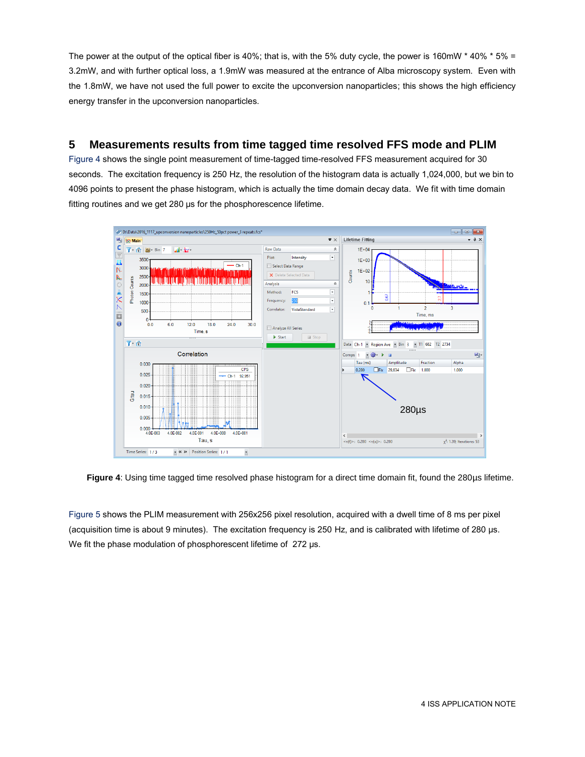The power at the output of the optical fiber is 40%; that is, with the 5% duty cycle, the power is 160mW * 40% * 5% = 3.2mW, and with further optical loss, a 1.9mW was measured at the entrance of Alba microscopy system. Even with the 1.8mW, we have not used the full power to excite the upconversion nanoparticles; this shows the high efficiency energy transfer in the upconversion nanoparticles.

## 5 Measurements results from time tagged time resolved FFS mode and PLIM

Figure 4 shows the single point measurement of time-tagged time-resolved FFS measurement acquired for 30 seconds. The excitation frequency is 250 Hz, the resolution of the histogram data is actually 1,024,000, but we bin to 4096 points to present the phase histogram, which is actually the time domain decay data. We fit with time domain fitting routines and we get 280 µs for the phosphorescence lifetime.

**Figure 4**: Using time tagged time resolved phase histogram for a direct time domain fit, found the 280µs lifetime.

Figure 5 shows the PLIM measurement with 256x256 pixel resolution, acquired with a dwell time of 8 ms per pixel (acquisition time is about 9 minutes). The excitation frequency is 250 Hz, and is calibrated with lifetime of 280 µs. We fit the phase modulation of phosphorescent lifetime of 272 µs.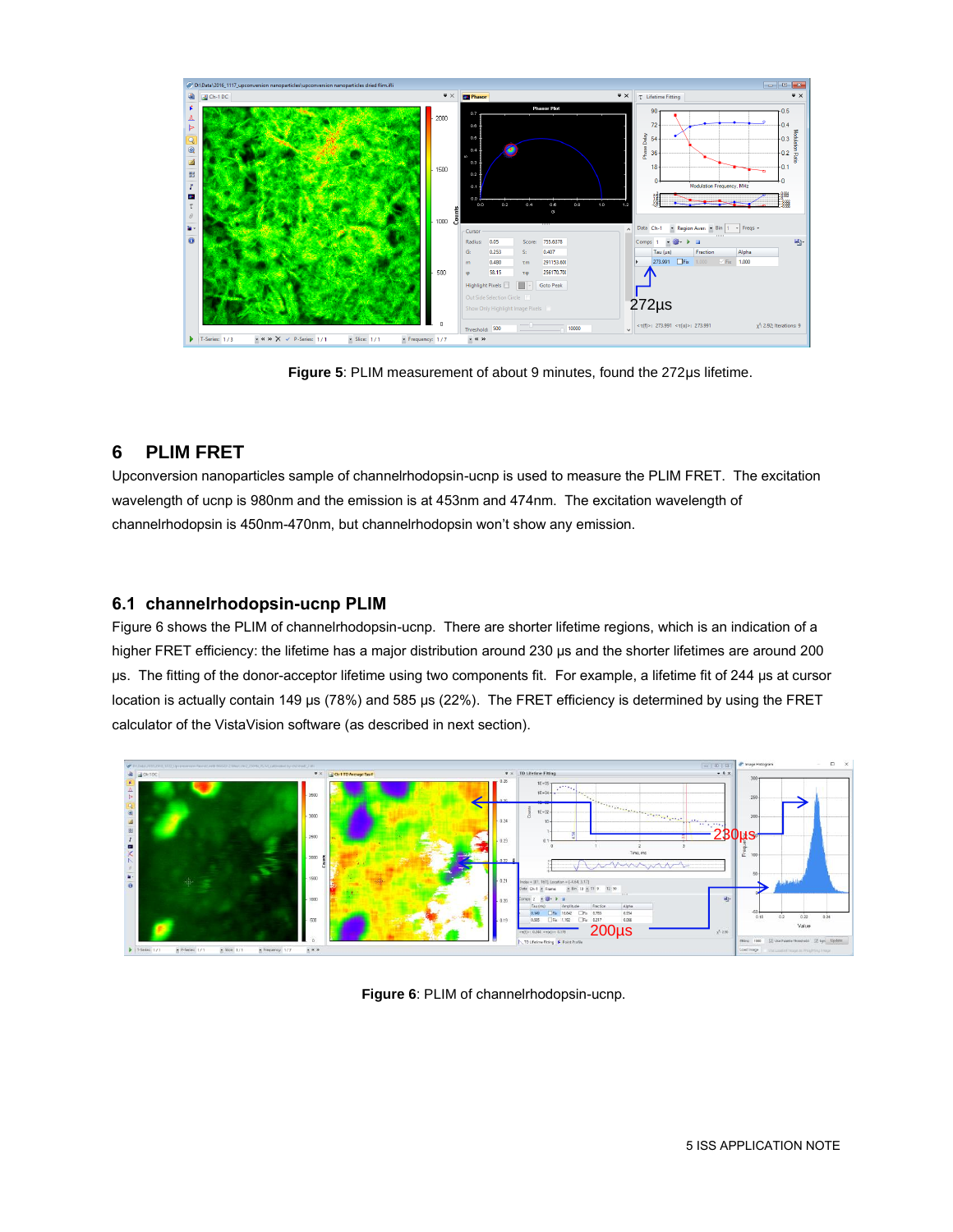**Figure 5**: PLIM measurement of about 9 minutes, found the 272µs lifetime.

# 6 PLIM FRET

Upconversion nanoparticles sample of channelrhodopsin-ucnp is used to measure the PLIM FRET. The excitation wavelength of ucnp is 980nm and the emission is at 453nm and 474nm. The excitation wavelength of channelrhodopsin is 450nm-470nm, but channelrhodopsin won't show any emission.

## 6.1 channelrhodopsin-ucnp PLIM

Figure 6 shows the PLIM of channelrhodopsin-ucnp. There are shorter lifetime regions, which is an indication of a higher FRET efficiency: the lifetime has a major distribution around 230 µs and the shorter lifetimes are around 200 µs. The fitting of the donor-acceptor lifetime using two components fit. For example, a lifetime fit of 244 µs at cursor location is actually contain 149 µs (78%) and 585 µs (22%). The FRET efficiency is determined by using the FRET calculator of the VistaVision software (as described in next section).

**Figure 6**: PLIM of channelrhodopsin-ucnp.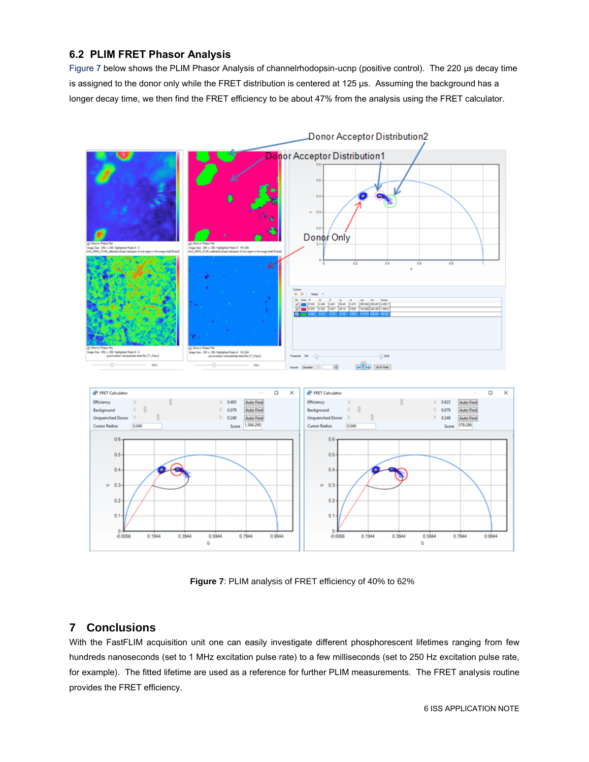## 6.2 PLIM FRET Phasor Analysis

Figure 7 below shows the PLIM Phasor Analysis of channelrhodopsin-ucnp (positive control). The 220 μs decay time is assigned to the donor only while the FRET distribution is centered at 125 μs. Assuming the background has a longer decay time, we then find the FRET efficiency to be about 47% from the analysis using the FRET calculator.

**Figure 7**: PLIM analysis of FRET efficiency of 40% to 62%

# 7 Conclusions

With the FastFLIM acquisition unit one can easily investigate different phosphorescent lifetimes ranging from few hundreds nanoseconds (set to 1 MHz excitation pulse rate) to a few milliseconds (set to 250 Hz excitation pulse rate, for example). The fitted lifetime are used as a reference for further PLIM measurements. The FRET analysis routine provides the FRET efficiency.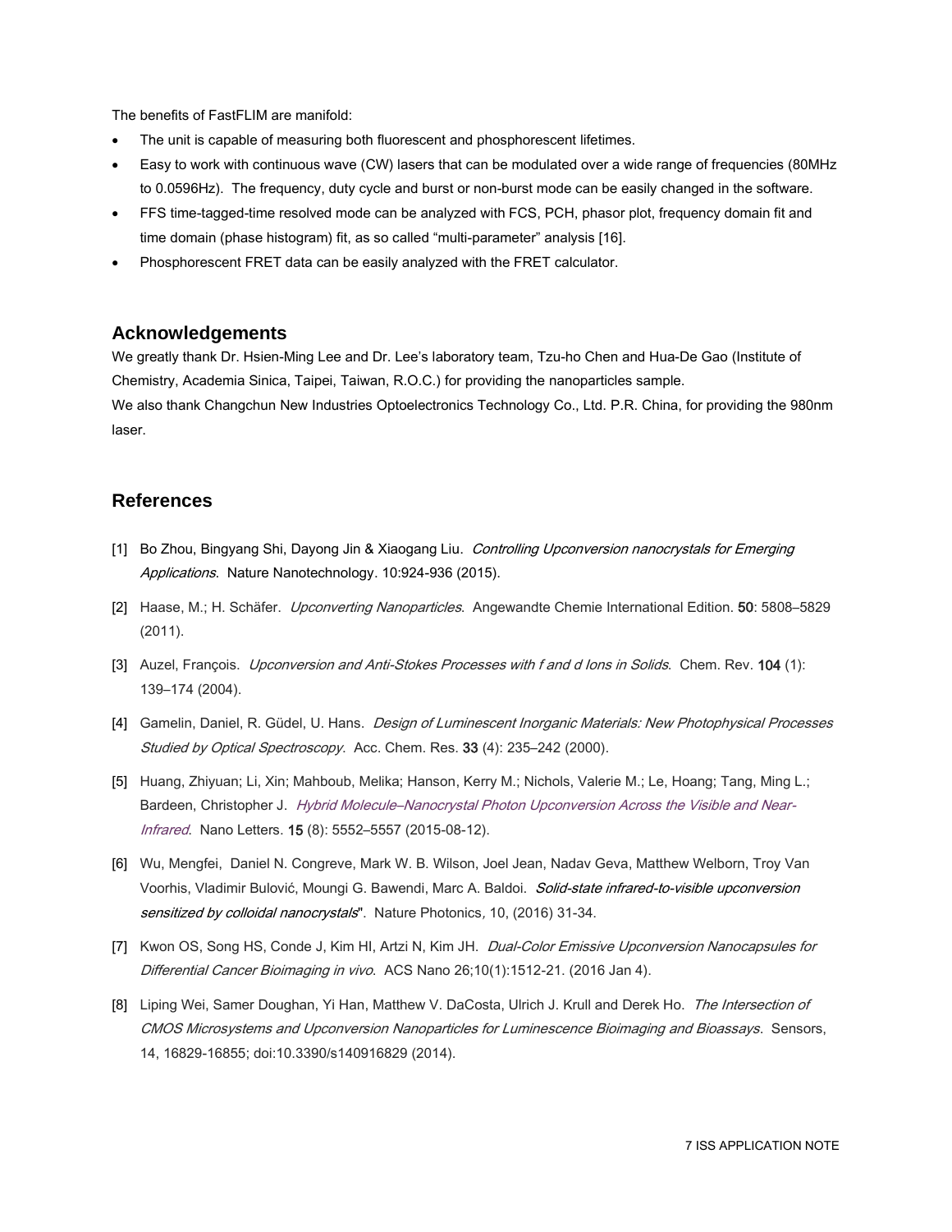The benefits of FastFLIM are manifold:

- The unit is capable of measuring both fluorescent and phosphorescent lifetimes.
- Easy to work with continuous wave (CW) lasers that can be modulated over a wide range of frequencies (80MHz to 0.0596Hz). The frequency, duty cycle and burst or non-burst mode can be easily changed in the software.
- FFS time-tagged-time resolved mode can be analyzed with FCS, PCH, phasor plot, frequency domain fit and time domain (phase histogram) fit, as so called "multi-parameter" analysis [16].
- Phosphorescent FRET data can be easily analyzed with the FRET calculator.

## Acknowledgements

We greatly thank Dr. Hsien-Ming Lee and Dr. Lee's laboratory team, Tzu-ho Chen and Hua-De Gao (Institute of Chemistry, Academia Sinica, Taipei, Taiwan, R.O.C.) for providing the nanoparticles sample.
We also thank Changchun New Industries Optoelectronics Technology Co., Ltd. P.R. China, for providing the 980nm laser.

## References

[1] Bo Zhou, Bingyang Shi, Dayong Jin & Xiaogang Liu. *Controlling Upconversion nanocrystals for Emerging Applications*. Nature Nanotechnology. 10:924-936 (2015).

[2] Haase, M.; H. Schäfer. *Upconverting Nanoparticles*. Angewandte Chemie International Edition. **50**: 5808–5829 (2011).

[3] Auzel, François. *Upconversion and Anti-Stokes Processes with f and d Ions in Solids*. Chem. Rev. **104** (1): 139–174 (2004).

[4] Gamelin, Daniel, R. Güdel, U. Hans. *Design of Luminescent Inorganic Materials: New Photophysical Processes Studied by Optical Spectroscopy*. Acc. Chem. Res. **33** (4): 235–242 (2000).

[5] Huang, Zhiyuan; Li, Xin; Mahboub, Melika; Hanson, Kerry M.; Nichols, Valerie M.; Le, Hoang; Tang, Ming L.; Bardeen, Christopher J. *Hybrid Molecule–Nanocrystal Photon Upconversion Across the Visible and Near-Infrared*. Nano Letters. **15** (8): 5552–5557 (2015-08-12).

[6] Wu, Mengfei, Daniel N. Congreve, Mark W. B. Wilson, Joel Jean, Nadav Geva, Matthew Welborn, Troy Van Voorhis, Vladimir Bulović, Moungi G. Bawendi, Marc A. Baldoi. *Solid-state infrared-to-visible upconversion sensitized by colloidal nanocrystals*". Nature Photonics, 10, (2016) 31-34.

[7] Kwon OS, Song HS, Conde J, Kim HI, Artzi N, Kim JH. *Dual-Color Emissive Upconversion Nanocapsules for Differential Cancer Bioimaging in vivo*. ACS Nano 26;10(1):1512-21. (2016 Jan 4).

[8] Liping Wei, Samer Doughan, Yi Han, Matthew V. DaCosta, Ulrich J. Krull and Derek Ho. *The Intersection of CMOS Microsystems and Upconversion Nanoparticles for Luminescence Bioimaging and Bioassays*. Sensors, 14, 16829-16855; doi:10.3390/s140916829 (2014).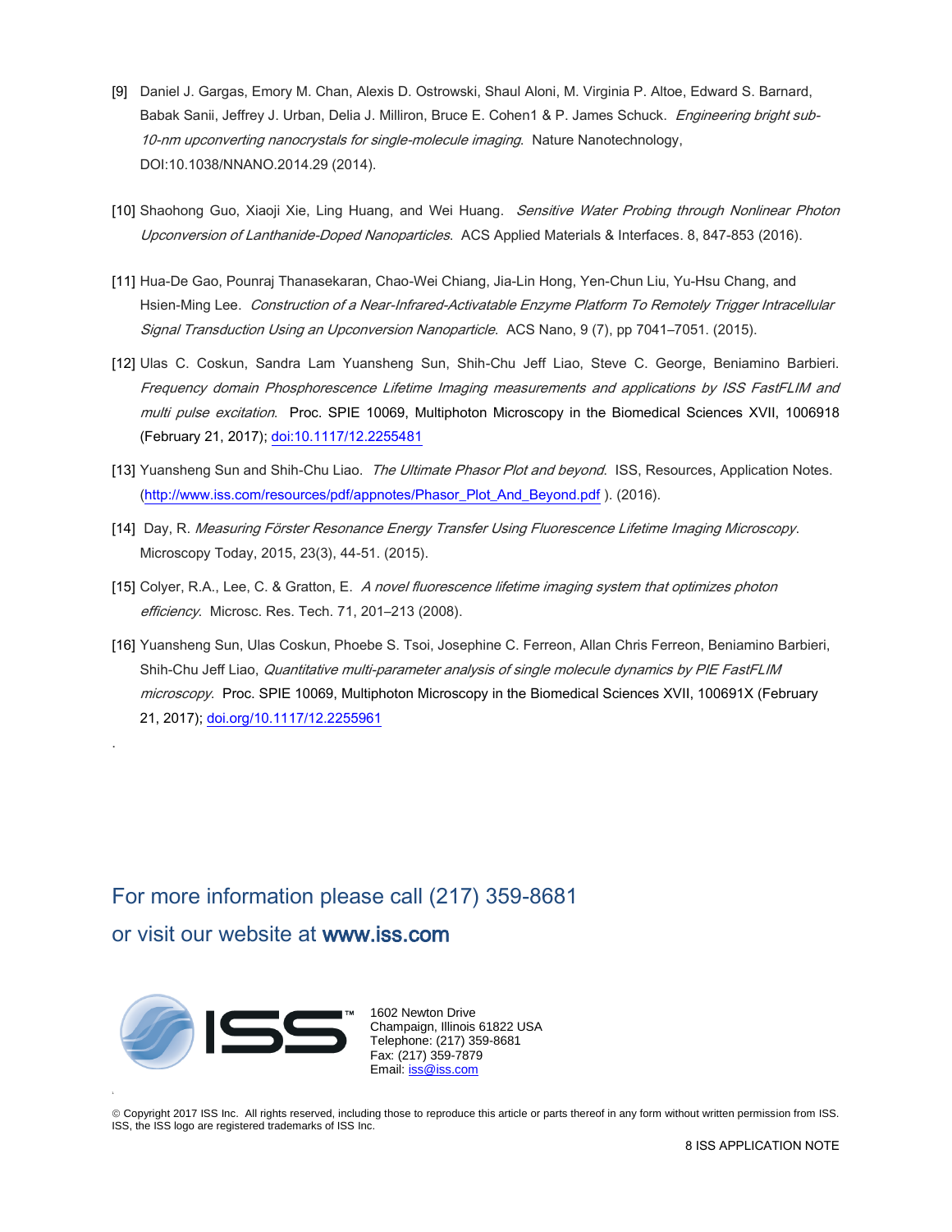[9] Daniel J. Gargas, Emory M. Chan, Alexis D. Ostrowski, Shaul Aloni, M. Virginia P. Altoe, Edward S. Barnard, Babak Sanii, Jeffrey J. Urban, Delia J. Milliron, Bruce E. Cohen1 & P. James Schuck. *Engineering bright sub-10-nm upconverting nanocrystals for single-molecule imaging*. Nature Nanotechnology, DOI:10.1038/NNANO.2014.29 (2014).

[10] Shaohong Guo, Xiaoji Xie, Ling Huang, and Wei Huang. *Sensitive Water Probing through Nonlinear Photon Upconversion of Lanthanide-Doped Nanoparticles*. ACS Applied Materials & Interfaces. 8, 847-853 (2016).

[11] Hua-De Gao, Pounraj Thanasekaran, Chao-Wei Chiang, Jia-Lin Hong, Yen-Chun Liu, Yu-Hsu Chang, and Hsien-Ming Lee. *Construction of a Near-Infrared-Activatable Enzyme Platform To Remotely Trigger Intracellular Signal Transduction Using an Upconversion Nanoparticle*. ACS Nano, 9 (7), pp 7041–7051. (2015).

[12] Ulas C. Coskun, Sandra Lam Yuansheng Sun, Shih-Chu Jeff Liao, Steve C. George, Beniamino Barbieri. *Frequency domain Phosphorescence Lifetime Imaging measurements and applications by ISS FastFLIM and multi pulse excitation*. Proc. SPIE 10069, Multiphoton Microscopy in the Biomedical Sciences XVII, 1006918 (February 21, 2017); doi:10.1117/12.2255481

[13] Yuansheng Sun and Shih-Chu Liao. *The Ultimate Phasor Plot and beyond*. ISS, Resources, Application Notes. (http://www.iss.com/resources/pdf/appnotes/Phasor_Plot_And_Beyond.pdf ). (2016).

[14] Day, R. *Measuring Förster Resonance Energy Transfer Using Fluorescence Lifetime Imaging Microscopy*. Microscopy Today, 2015, 23(3), 44-51. (2015).

[15] Colyer, R.A., Lee, C. & Gratton, E. *A novel fluorescence lifetime imaging system that optimizes photon efficiency*. Microsc. Res. Tech. 71, 201–213 (2008).

[16] Yuansheng Sun, Ulas Coskun, Phoebe S. Tsoi, Josephine C. Ferreon, Allan Chris Ferreon, Beniamino Barbieri, Shih-Chu Jeff Liao, *Quantitative multi-parameter analysis of single molecule dynamics by PIE FastFLIM microscopy*. Proc. SPIE 10069, Multiphoton Microscopy in the Biomedical Sciences XVII, 100691X (February 21, 2017); doi.org/10.1117/12.2255961

For more information please call (217) 359-8681

or visit our website at **www.iss.com**

ISS™

1602 Newton Drive
Champaign, Illinois 61822 USA
Telephone: (217) 359-8681
Fax: (217) 359-7879
Email: iss@iss.com

© Copyright 2017 ISS Inc. All rights reserved, including those to reproduce this article or parts thereof in any form without written permission from ISS. ISS, the ISS logo are registered trademarks of ISS Inc.